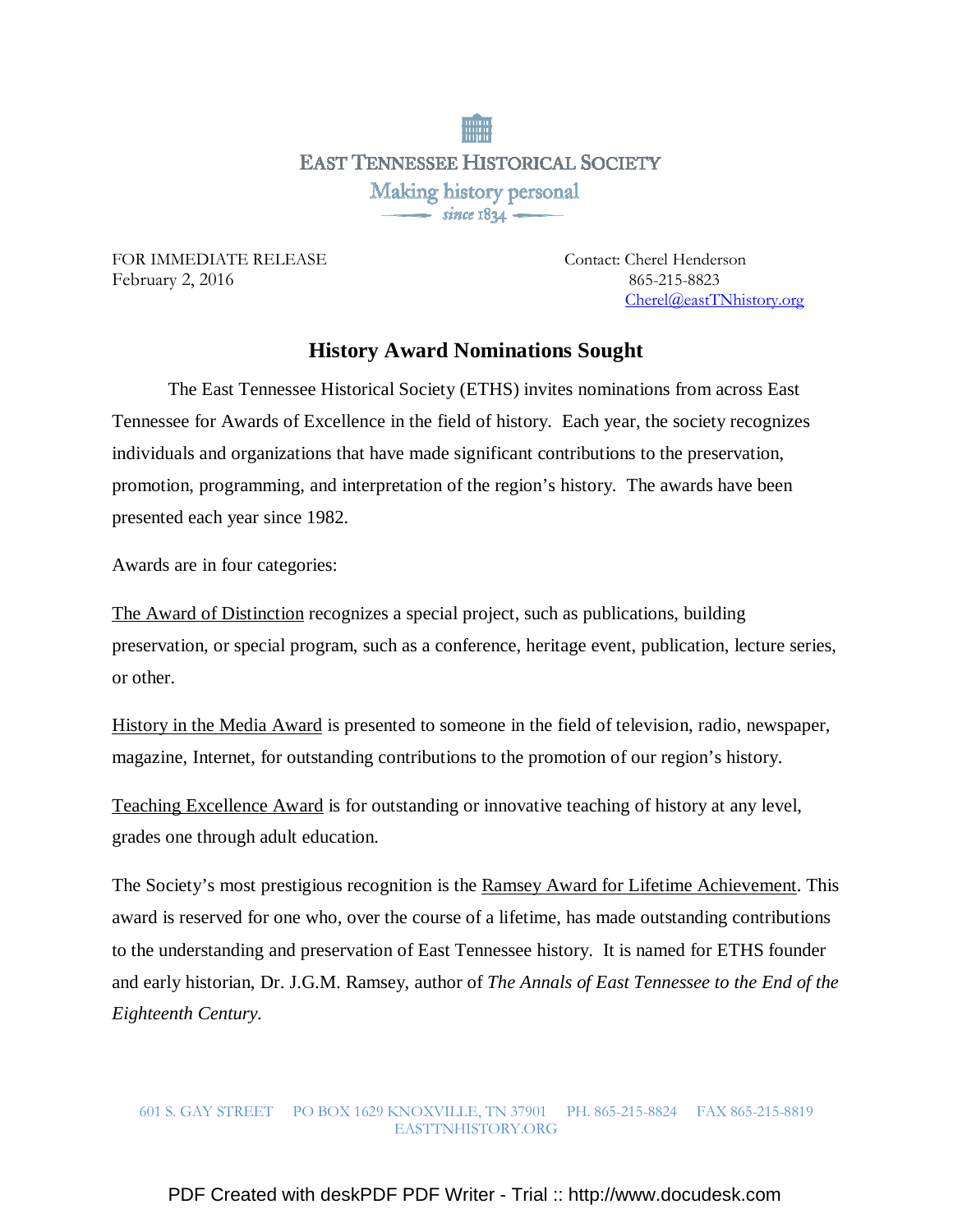EAST TENNESSEE HISTORICAL SOCIETY

Making history personal

since 1834

FOR IMMEDIATE RELEASE
February 2, 2016

Contact: Cherel Henderson
865-215-8823
Cherel@eastTNhistory.org

## History Award Nominations Sought

The East Tennessee Historical Society (ETHS) invites nominations from across East Tennessee for Awards of Excellence in the field of history. Each year, the society recognizes individuals and organizations that have made significant contributions to the preservation, promotion, programming, and interpretation of the region's history. The awards have been presented each year since 1982.

Awards are in four categories:

The Award of Distinction recognizes a special project, such as publications, building preservation, or special program, such as a conference, heritage event, publication, lecture series, or other.

History in the Media Award is presented to someone in the field of television, radio, newspaper, magazine, Internet, for outstanding contributions to the promotion of our region's history.

Teaching Excellence Award is for outstanding or innovative teaching of history at any level, grades one through adult education.

The Society's most prestigious recognition is the Ramsey Award for Lifetime Achievement. This award is reserved for one who, over the course of a lifetime, has made outstanding contributions to the understanding and preservation of East Tennessee history. It is named for ETHS founder and early historian, Dr. J.G.M. Ramsey, author of *The Annals of East Tennessee to the End of the Eighteenth Century.*

601 S. GAY STREET PO BOX 1629 KNOXVILLE, TN 37901 PH. 865-215-8824 FAX 865-215-8819
EASTTNHISTORY.ORG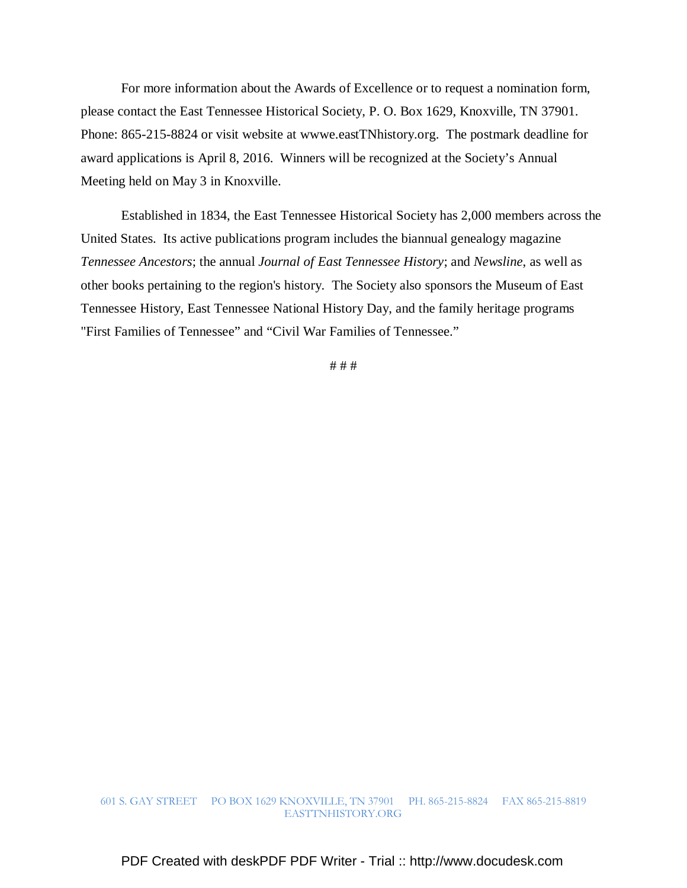For more information about the Awards of Excellence or to request a nomination form, please contact the East Tennessee Historical Society, P. O. Box 1629, Knoxville, TN 37901. Phone: 865-215-8824 or visit website at wwwe.eastTNhistory.org. The postmark deadline for award applications is April 8, 2016. Winners will be recognized at the Society's Annual Meeting held on May 3 in Knoxville.

Established in 1834, the East Tennessee Historical Society has 2,000 members across the United States. Its active publications program includes the biannual genealogy magazine *Tennessee Ancestors*; the annual *Journal of East Tennessee History*; and *Newsline*, as well as other books pertaining to the region's history. The Society also sponsors the Museum of East Tennessee History, East Tennessee National History Day, and the family heritage programs "First Families of Tennessee" and "Civil War Families of Tennessee."

# # #

601 S. GAY STREET PO BOX 1629 KNOXVILLE, TN 37901 PH. 865-215-8824 FAX 865-215-8819
EASTTNHISTORY.ORG

PDF Created with deskPDF PDF Writer - Trial :: http://www.docudesk.com